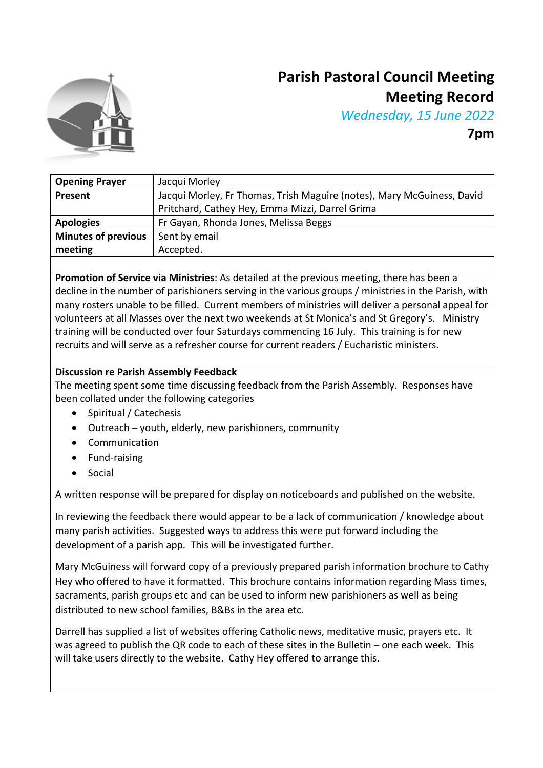# Parish Pastoral Council Meeting
## Meeting Record
*Wednesday, 15 June 2022*
**7pm**

| **Opening Prayer** | Jacqui Morley |
|---|---|
| **Present** | Jacqui Morley, Fr Thomas, Trish Maguire (notes), Mary McGuiness, David Pritchard, Cathey Hey, Emma Mizzi, Darrel Grima |
| **Apologies** | Fr Gayan, Rhonda Jones, Melissa Beggs |
| **Minutes of previous meeting** | Sent by email<br>Accepted. |

**Promotion of Service via Ministries**: As detailed at the previous meeting, there has been a decline in the number of parishioners serving in the various groups / ministries in the Parish, with many rosters unable to be filled. Current members of ministries will deliver a personal appeal for volunteers at all Masses over the next two weekends at St Monica's and St Gregory's. Ministry training will be conducted over four Saturdays commencing 16 July. This training is for new recruits and will serve as a refresher course for current readers / Eucharistic ministers.

**Discussion re Parish Assembly Feedback**

The meeting spent some time discussing feedback from the Parish Assembly. Responses have been collated under the following categories

- Spiritual / Catechesis
- Outreach – youth, elderly, new parishioners, community
- Communication
- Fund-raising
- Social

A written response will be prepared for display on noticeboards and published on the website.

In reviewing the feedback there would appear to be a lack of communication / knowledge about many parish activities. Suggested ways to address this were put forward including the development of a parish app. This will be investigated further.

Mary McGuiness will forward copy of a previously prepared parish information brochure to Cathy Hey who offered to have it formatted. This brochure contains information regarding Mass times, sacraments, parish groups etc and can be used to inform new parishioners as well as being distributed to new school families, B&Bs in the area etc.

Darrell has supplied a list of websites offering Catholic news, meditative music, prayers etc. It was agreed to publish the QR code to each of these sites in the Bulletin – one each week. This will take users directly to the website. Cathy Hey offered to arrange this.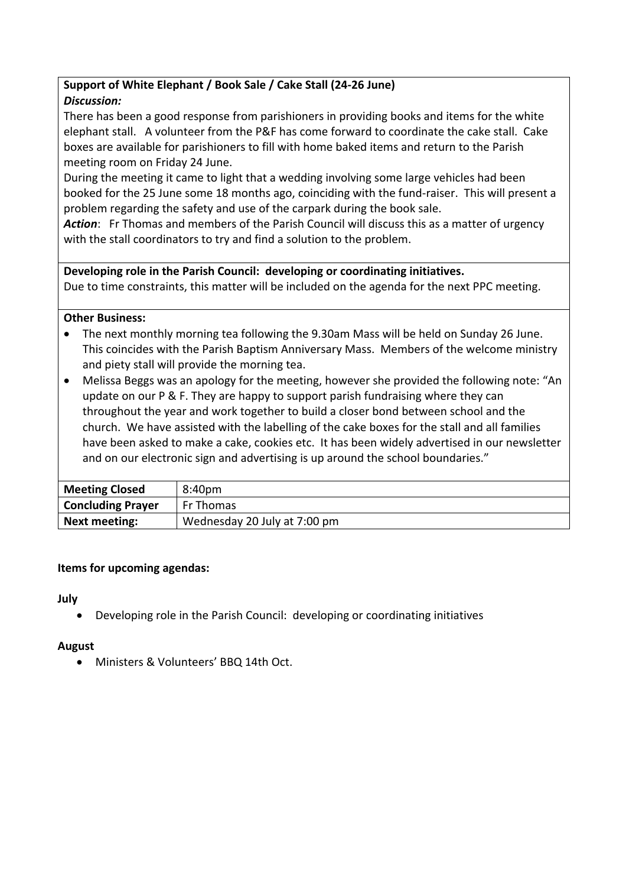**Support of White Elephant / Book Sale / Cake Stall (24-26 June)**
***Discussion:***
There has been a good response from parishioners in providing books and items for the white elephant stall. A volunteer from the P&F has come forward to coordinate the cake stall. Cake boxes are available for parishioners to fill with home baked items and return to the Parish meeting room on Friday 24 June.
During the meeting it came to light that a wedding involving some large vehicles had been booked for the 25 June some 18 months ago, coinciding with the fund-raiser. This will present a problem regarding the safety and use of the carpark during the book sale.
***Action***: Fr Thomas and members of the Parish Council will discuss this as a matter of urgency with the stall coordinators to try and find a solution to the problem.

**Developing role in the Parish Council: developing or coordinating initiatives.**
Due to time constraints, this matter will be included on the agenda for the next PPC meeting.

**Other Business:**

- The next monthly morning tea following the 9.30am Mass will be held on Sunday 26 June. This coincides with the Parish Baptism Anniversary Mass. Members of the welcome ministry and piety stall will provide the morning tea.
- Melissa Beggs was an apology for the meeting, however she provided the following note: "An update on our P & F. They are happy to support parish fundraising where they can throughout the year and work together to build a closer bond between school and the church. We have assisted with the labelling of the cake boxes for the stall and all families have been asked to make a cake, cookies etc. It has been widely advertised in our newsletter and on our electronic sign and advertising is up around the school boundaries."

| | |
|---|---|
| **Meeting Closed** | 8:40pm |
| **Concluding Prayer** | Fr Thomas |
| **Next meeting:** | Wednesday 20 July at 7:00 pm |

**Items for upcoming agendas:**

**July**

- Developing role in the Parish Council: developing or coordinating initiatives

**August**

- Ministers & Volunteers' BBQ 14th Oct.